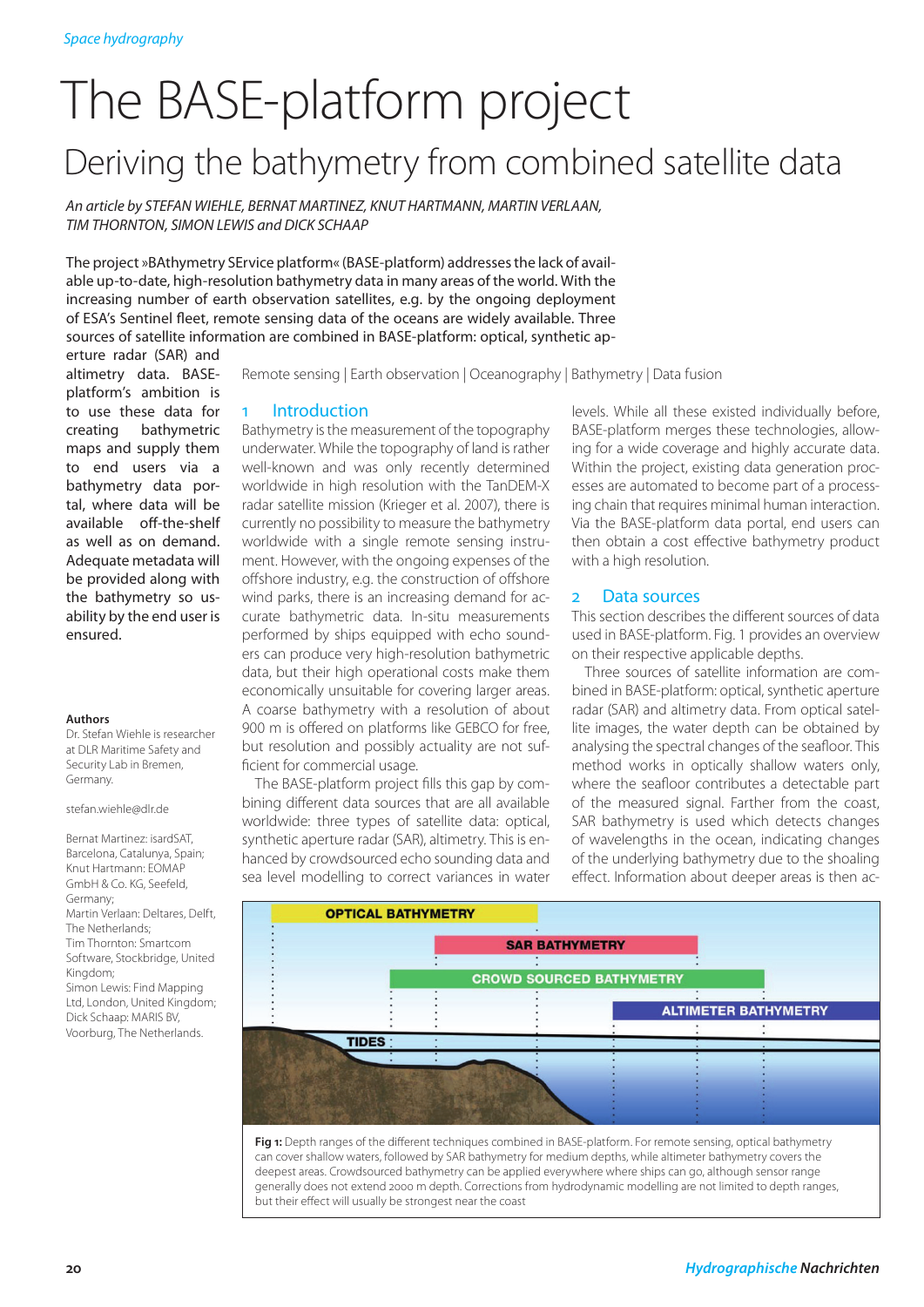Space hydrography

# The BASE-platform project

## Deriving the bathymetry from combined satellite data

*An article by STEFAN WIEHLE, BERNAT MARTINEZ, KNUT HARTMANN, MARTIN VERLAAN, TIM THORNTON, SIMON LEWIS and DICK SCHAAP*

The project »BAthymetry SErvice platform« (BASE-platform) addresses the lack of available up-to-date, high-resolution bathymetry data in many areas of the world. With the increasing number of earth observation satellites, e.g. by the ongoing deployment of ESA's Sentinel fleet, remote sensing data of the oceans are widely available. Three sources of satellite information are combined in BASE-platform: optical, synthetic aperture radar (SAR) and altimetry data. BASE-platform's ambition is to use these data for creating bathymetric maps and supply them to end users via a bathymetry data portal, where data will be available off-the-shelf as well as on demand. Adequate metadata will be provided along with the bathymetry so usability by the end user is ensured.

Remote sensing | Earth observation | Oceanography | Bathymetry | Data fusion

**Authors**

Dr. Stefan Wiehle is researcher at DLR Maritime Safety and Security Lab in Bremen, Germany.

stefan.wiehle@dlr.de

Bernat Martinez: isardSAT, Barcelona, Catalunya, Spain; Knut Hartmann: EOMAP GmbH & Co. KG, Seefeld, Germany; Martin Verlaan: Deltares, Delft, The Netherlands; Tim Thornton: Smartcom Software, Stockbridge, United Kingdom; Simon Lewis: Find Mapping Ltd, London, United Kingdom; Dick Schaap: MARIS BV, Voorburg, The Netherlands.

## 1 Introduction

Bathymetry is the measurement of the topography underwater. While the topography of land is rather well-known and was only recently determined worldwide in high resolution with the TanDEM-X radar satellite mission (Krieger et al. 2007), there is currently no possibility to measure the bathymetry worldwide with a single remote sensing instrument. However, with the ongoing expenses of the offshore industry, e.g. the construction of offshore wind parks, there is an increasing demand for accurate bathymetric data. In-situ measurements performed by ships equipped with echo sounders can produce very high-resolution bathymetric data, but their high operational costs make them economically unsuitable for covering larger areas. A coarse bathymetry with a resolution of about 900 m is offered on platforms like GEBCO for free, but resolution and possibly actuality are not sufficient for commercial usage.

The BASE-platform project fills this gap by combining different data sources that are all available worldwide: three types of satellite data: optical, synthetic aperture radar (SAR), altimetry. This is enhanced by crowdsourced echo sounding data and sea level modelling to correct variances in water levels. While all these existed individually before, BASE-platform merges these technologies, allowing for a wide coverage and highly accurate data. Within the project, existing data generation processes are automated to become part of a processing chain that requires minimal human interaction. Via the BASE-platform data portal, end users can then obtain a cost effective bathymetry product with a high resolution.

## 2 Data sources

This section describes the different sources of data used in BASE-platform. Fig. 1 provides an overview on their respective applicable depths.

Three sources of satellite information are combined in BASE-platform: optical, synthetic aperture radar (SAR) and altimetry data. From optical satellite images, the water depth can be obtained by analysing the spectral changes of the seafloor. This method works in optically shallow waters only, where the seafloor contributes a detectable part of the measured signal. Farther from the coast, SAR bathymetry is used which detects changes of wavelengths in the ocean, indicating changes of the underlying bathymetry due to the shoaling effect. Information about deeper areas is then ac-

**Fig 1:** Depth ranges of the different techniques combined in BASE-platform. For remote sensing, optical bathymetry can cover shallow waters, followed by SAR bathymetry for medium depths, while altimeter bathymetry covers the deepest areas. Crowdsourced bathymetry can be applied everywhere where ships can go, although sensor range generally does not extend 2000 m depth. Corrections from hydrodynamic modelling are not limited to depth ranges, but their effect will usually be strongest near the coast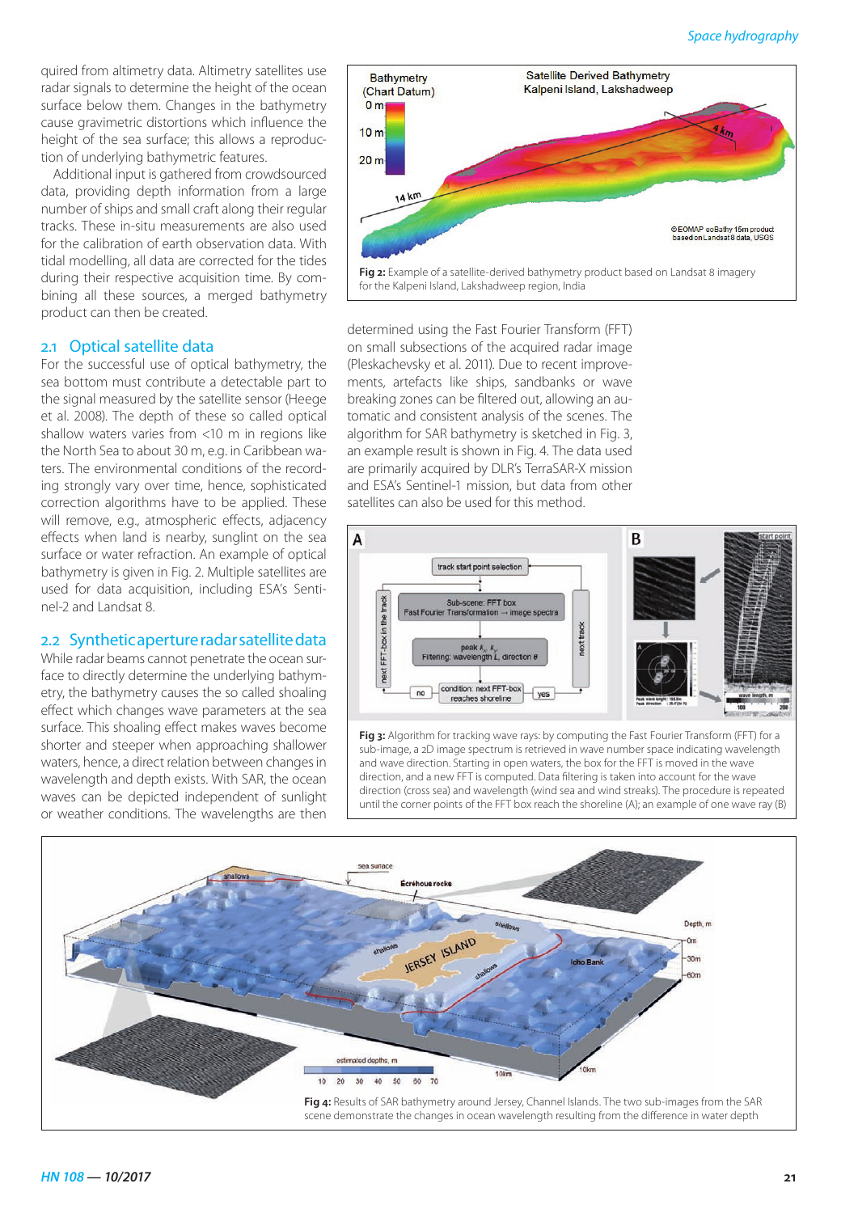quired from altimetry data. Altimetry satellites use radar signals to determine the height of the ocean surface below them. Changes in the bathymetry cause gravimetric distortions which influence the height of the sea surface; this allows a reproduction of underlying bathymetric features.

Additional input is gathered from crowdsourced data, providing depth information from a large number of ships and small craft along their regular tracks. These in-situ measurements are also used for the calibration of earth observation data. With tidal modelling, all data are corrected for the tides during their respective acquisition time. By combining all these sources, a merged bathymetry product can then be created.

## 2.1 Optical satellite data

For the successful use of optical bathymetry, the sea bottom must contribute a detectable part to the signal measured by the satellite sensor (Heege et al. 2008). The depth of these so called optical shallow waters varies from <10 m in regions like the North Sea to about 30 m, e.g. in Caribbean waters. The environmental conditions of the recording strongly vary over time, hence, sophisticated correction algorithms have to be applied. These will remove, e.g., atmospheric effects, adjacency effects when land is nearby, sunglint on the sea surface or water refraction. An example of optical bathymetry is given in Fig. 2. Multiple satellites are used for data acquisition, including ESA's Sentinel-2 and Landsat 8.

**Fig 2:** Example of a satellite-derived bathymetry product based on Landsat 8 imagery for the Kalpeni Island, Lakshadweep region, India

## 2.2 Synthetic aperture radar satellite data

While radar beams cannot penetrate the ocean surface to directly determine the underlying bathymetry, the bathymetry causes the so called shoaling effect which changes wave parameters at the sea surface. This shoaling effect makes waves become shorter and steeper when approaching shallower waters, hence, a direct relation between changes in wavelength and depth exists. With SAR, the ocean waves can be depicted independent of sunlight or weather conditions. The wavelengths are then determined using the Fast Fourier Transform (FFT) on small subsections of the acquired radar image (Pleskachevsky et al. 2011). Due to recent improvements, artefacts like ships, sandbanks or wave breaking zones can be filtered out, allowing an automatic and consistent analysis of the scenes. The algorithm for SAR bathymetry is sketched in Fig. 3, an example result is shown in Fig. 4. The data used are primarily acquired by DLR's TerraSAR-X mission and ESA's Sentinel-1 mission, but data from other satellites can also be used for this method.

**Fig 3:** Algorithm for tracking wave rays: by computing the Fast Fourier Transform (FFT) for a sub-image, a 2D image spectrum is retrieved in wave number space indicating wavelength and wave direction. Starting in open waters, the box for the FFT is moved in the wave direction, and a new FFT is computed. Data filtering is taken into account for the wave direction (cross sea) and wavelength (wind sea and wind streaks). The procedure is repeated until the corner points of the FFT box reach the shoreline (A); an example of one wave ray (B)

**Fig 4:** Results of SAR bathymetry around Jersey, Channel Islands. The two sub-images from the SAR scene demonstrate the changes in ocean wavelength resulting from the difference in water depth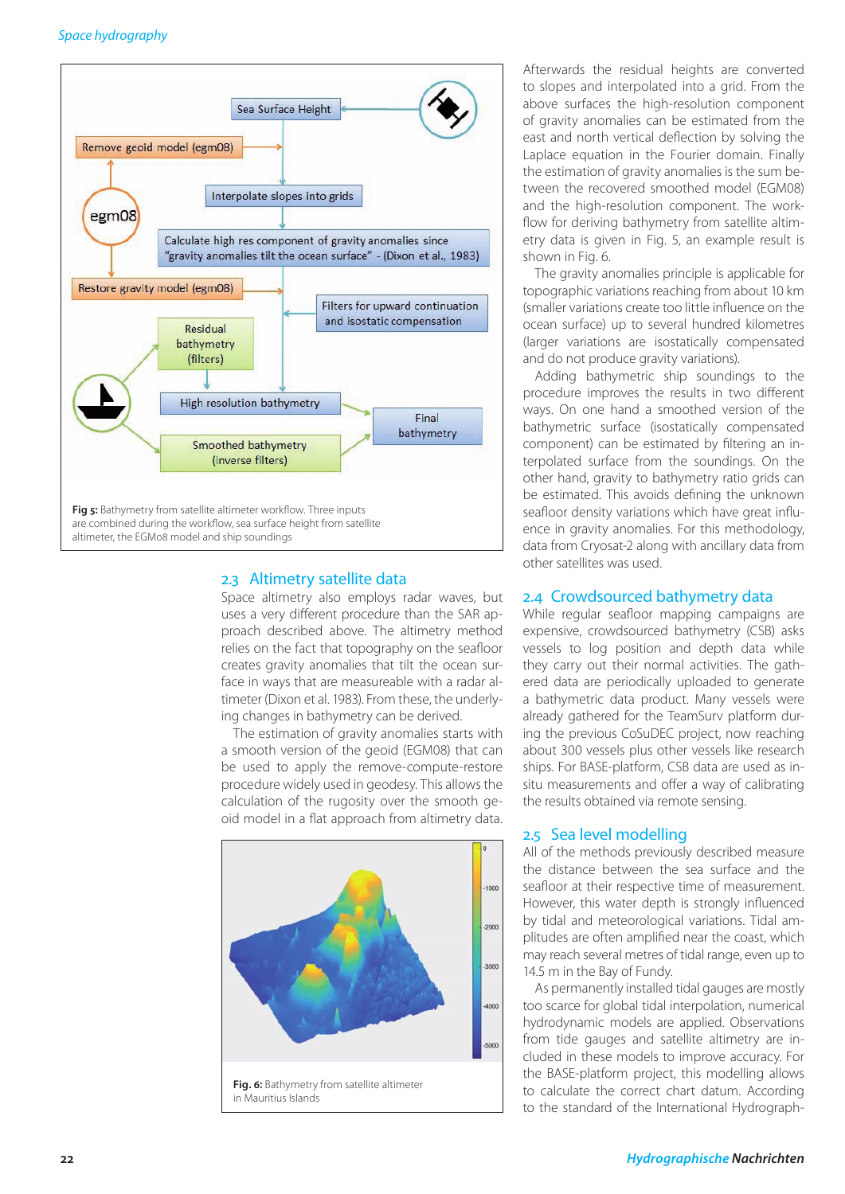Fig 5: Bathymetry from satellite altimeter workflow. Three inputs are combined during the workflow, sea surface height from satellite altimeter, the EGMo8 model and ship soundings

## 2.3 Altimetry satellite data

Space altimetry also employs radar waves, but uses a very different procedure than the SAR approach described above. The altimetry method relies on the fact that topography on the seafloor creates gravity anomalies that tilt the ocean surface in ways that are measureable with a radar altimeter (Dixon et al. 1983). From these, the underlying changes in bathymetry can be derived.

The estimation of gravity anomalies starts with a smooth version of the geoid (EGM08) that can be used to apply the remove-compute-restore procedure widely used in geodesy. This allows the calculation of the rugosity over the smooth geoid model in a flat approach from altimetry data.

Fig. 6: Bathymetry from satellite altimeter in Mauritius Islands

Afterwards the residual heights are converted to slopes and interpolated into a grid. From the above surfaces the high-resolution component of gravity anomalies can be estimated from the east and north vertical deflection by solving the Laplace equation in the Fourier domain. Finally the estimation of gravity anomalies is the sum between the recovered smoothed model (EGM08) and the high-resolution component. The workflow for deriving bathymetry from satellite altimetry data is given in Fig. 5, an example result is shown in Fig. 6.

The gravity anomalies principle is applicable for topographic variations reaching from about 10 km (smaller variations create too little influence on the ocean surface) up to several hundred kilometres (larger variations are isostatically compensated and do not produce gravity variations).

Adding bathymetric ship soundings to the procedure improves the results in two different ways. On one hand a smoothed version of the bathymetric surface (isostatically compensated component) can be estimated by filtering an interpolated surface from the soundings. On the other hand, gravity to bathymetry ratio grids can be estimated. This avoids defining the unknown seafloor density variations which have great influence in gravity anomalies. For this methodology, data from Cryosat-2 along with ancillary data from other satellites was used.

## 2.4 Crowdsourced bathymetry data

While regular seafloor mapping campaigns are expensive, crowdsourced bathymetry (CSB) asks vessels to log position and depth data while they carry out their normal activities. The gathered data are periodically uploaded to generate a bathymetric data product. Many vessels were already gathered for the TeamSurv platform during the previous CoSuDEC project, now reaching about 300 vessels plus other vessels like research ships. For BASE-platform, CSB data are used as in-situ measurements and offer a way of calibrating the results obtained via remote sensing.

## 2.5 Sea level modelling

All of the methods previously described measure the distance between the sea surface and the seafloor at their respective time of measurement. However, this water depth is strongly influenced by tidal and meteorological variations. Tidal amplitudes are often amplified near the coast, which may reach several metres of tidal range, even up to 14.5 m in the Bay of Fundy.

As permanently installed tidal gauges are mostly too scarce for global tidal interpolation, numerical hydrodynamic models are applied. Observations from tide gauges and satellite altimetry are included in these models to improve accuracy. For the BASE-platform project, this modelling allows to calculate the correct chart datum. According to the standard of the International Hydrograph-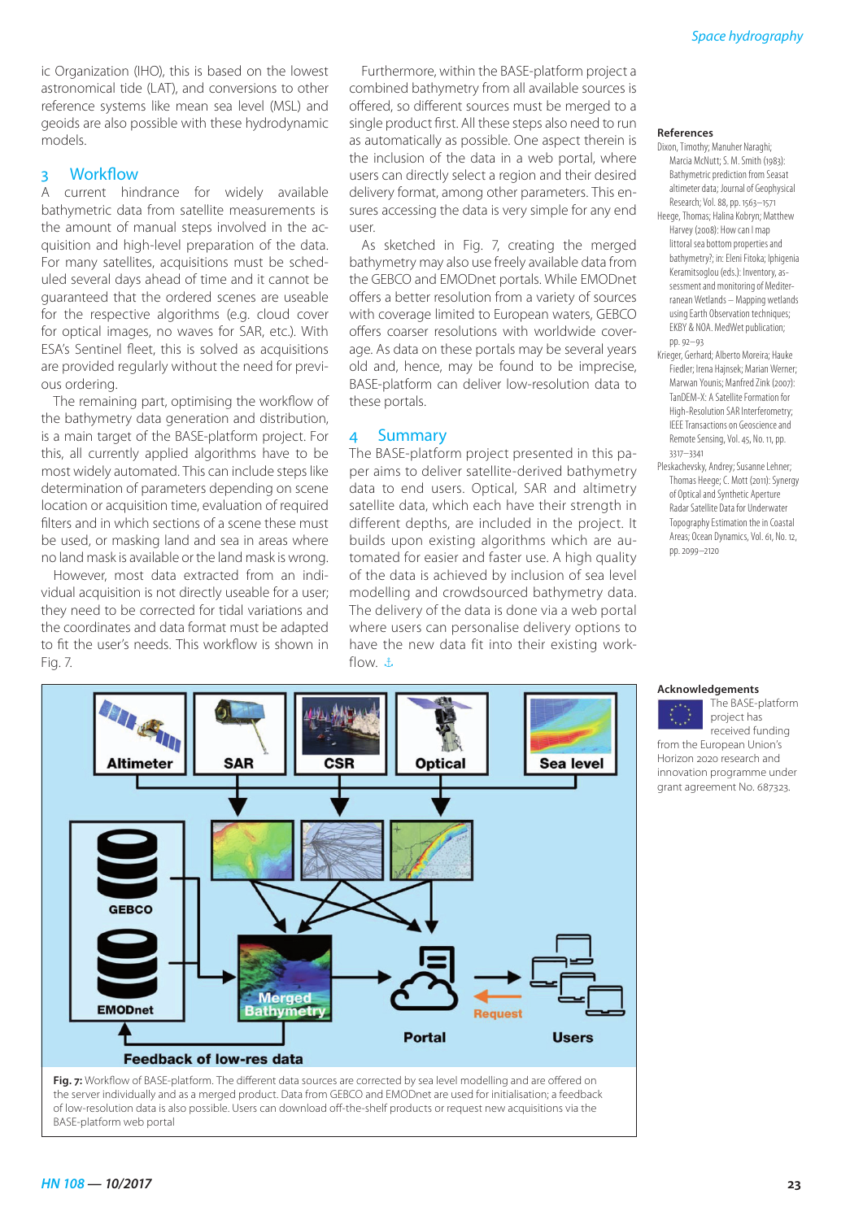ic Organization (IHO), this is based on the lowest astronomical tide (LAT), and conversions to other reference systems like mean sea level (MSL) and geoids are also possible with these hydrodynamic models.

## 3 Workflow

A current hindrance for widely available bathymetric data from satellite measurements is the amount of manual steps involved in the acquisition and high-level preparation of the data. For many satellites, acquisitions must be scheduled several days ahead of time and it cannot be guaranteed that the ordered scenes are useable for the respective algorithms (e.g. cloud cover for optical images, no waves for SAR, etc.). With ESA's Sentinel fleet, this is solved as acquisitions are provided regularly without the need for previous ordering.

The remaining part, optimising the workflow of the bathymetry data generation and distribution, is a main target of the BASE-platform project. For this, all currently applied algorithms have to be most widely automated. This can include steps like determination of parameters depending on scene location or acquisition time, evaluation of required filters and in which sections of a scene these must be used, or masking land and sea in areas where no land mask is available or the land mask is wrong.

However, most data extracted from an individual acquisition is not directly useable for a user; they need to be corrected for tidal variations and the coordinates and data format must be adapted to fit the user's needs. This workflow is shown in Fig. 7.

Furthermore, within the BASE-platform project a combined bathymetry from all available sources is offered, so different sources must be merged to a single product first. All these steps also need to run as automatically as possible. One aspect therein is the inclusion of the data in a web portal, where users can directly select a region and their desired delivery format, among other parameters. This ensures accessing the data is very simple for any end user.

As sketched in Fig. 7, creating the merged bathymetry may also use freely available data from the GEBCO and EMODnet portals. While EMODnet offers a better resolution from a variety of sources with coverage limited to European waters, GEBCO offers coarser resolutions with worldwide coverage. As data on these portals may be several years old and, hence, may be found to be imprecise, BASE-platform can deliver low-resolution data to these portals.

## 4 Summary

The BASE-platform project presented in this paper aims to deliver satellite-derived bathymetry data to end users. Optical, SAR and altimetry satellite data, which each have their strength in different depths, are included in the project. It builds upon existing algorithms which are automated for easier and faster use. A high quality of the data is achieved by inclusion of sea level modelling and crowdsourced bathymetry data. The delivery of the data is done via a web portal where users can personalise delivery options to have the new data fit into their existing workflow. ⚓

Altimeter
SAR
CSR
Optical
Sea level
GEBCO
EMODnet
Merged Bathymetry
Portal
Request
Users
Feedback of low-res data

**Fig. 7:** Workflow of BASE-platform. The different data sources are corrected by sea level modelling and are offered on the server individually and as a merged product. Data from GEBCO and EMODnet are used for initialisation; a feedback of low-resolution data is also possible. Users can download off-the-shelf products or request new acquisitions via the BASE-platform web portal

### References

Dixon, Timothy; Manuher Naraghi; S. M. Smith (1983): Bathymetric prediction from Seasat altimeter data; Journal of Geophysical Research; Vol. 88, pp. 1563–1571

Heege, Thomas; Halina Kobryn; Matthew Harvey (2008): How can I map littoral sea bottom properties and bathymetry?; in: Eleni Fitoka; Iphigenia Keramitsoglou (eds.): Inventory, assessment and monitoring of Mediterranean Wetlands – Mapping wetlands using Earth Observation techniques; EKBY & NOA. MedWet publication; pp. 92–93

Krieger, Gerhard; Alberto Moreira; Hauke Fiedler; Irena Hajnsek; Marian Werner; Marwan Younis; Manfred Zink (2007): TanDEM-X: A Satellite Formation for High-Resolution SAR Interferometry; IEEE Transactions on Geoscience and Remote Sensing, Vol. 45, No. 11, pp. 3317–3341

Pleskachevsky, Andrey; Susanne Lehner; Thomas Heege; C. Mott (2011): Synergy of Optical and Synthetic Aperture Radar Satellite Data for Underwater Topography Estimation the in Coastal Areas; Ocean Dynamics, Vol. 61, No. 12, pp. 2099–2120

### Acknowledgements

The BASE-platform project has received funding from the European Union's Horizon 2020 research and innovation programme under grant agreement No. 687323.